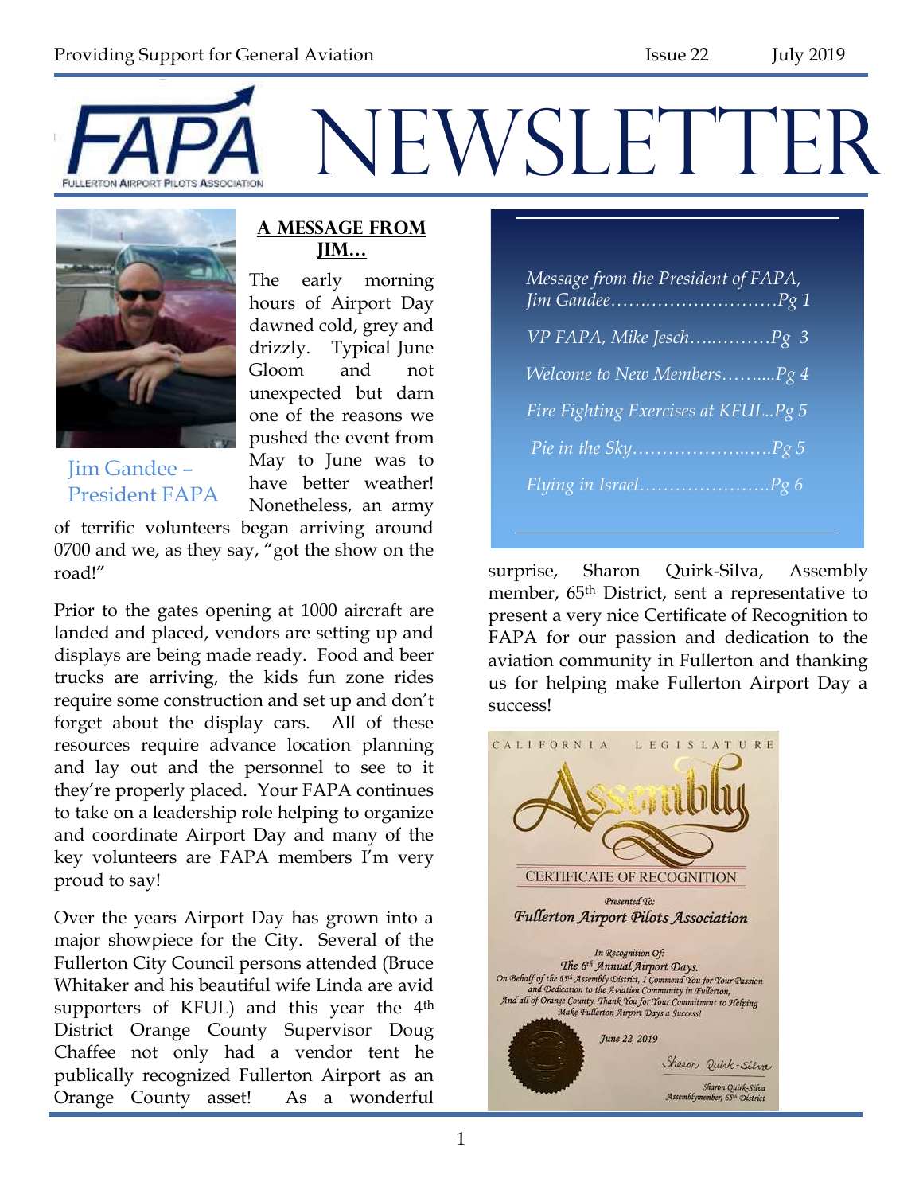# FAPA NEWSLETTER

Providing Support for General Aviation — Issue 22 — July 2019

FULLERTON AIRPORT PILOTS ASSOCIATION

*Message from the President of FAPA, Jim Gandee……..……………………Pg 1*

*VP FAPA, Mike Jesch…..………Pg 3*

*Welcome to New Members……....Pg 4*

*Fire Fighting Exercises at KFUL..Pg 5*

*Pie in the Sky………………..….Pg 5*

*Flying in Israel………………….Pg 6*

## A MESSAGE FROM JIM…

Jim Gandee – President FAPA

The early morning hours of Airport Day dawned cold, grey and drizzly. Typical June Gloom and not unexpected but darn one of the reasons we pushed the event from May to June was to have better weather! Nonetheless, an army of terrific volunteers began arriving around 0700 and we, as they say, "got the show on the road!"

Prior to the gates opening at 1000 aircraft are landed and placed, vendors are setting up and displays are being made ready. Food and beer trucks are arriving, the kids fun zone rides require some construction and set up and don't forget about the display cars. All of these resources require advance location planning and lay out and the personnel to see to it they're properly placed. Your FAPA continues to take on a leadership role helping to organize and coordinate Airport Day and many of the key volunteers are FAPA members I'm very proud to say!

Over the years Airport Day has grown into a major showpiece for the City. Several of the Fullerton City Council persons attended (Bruce Whitaker and his beautiful wife Linda are avid supporters of KFUL) and this year the 4th District Orange County Supervisor Doug Chaffee not only had a vendor tent he publically recognized Fullerton Airport as an Orange County asset! As a wonderful surprise, Sharon Quirk-Silva, Assembly member, 65th District, sent a representative to present a very nice Certificate of Recognition to FAPA for our passion and dedication to the aviation community in Fullerton and thanking us for helping make Fullerton Airport Day a success!

CALIFORNIA LEGISLATURE
Assembly
CERTIFICATE OF RECOGNITION
Presented To:
Fullerton Airport Pilots Association
In Recognition Of:
The 6th Annual Airport Days.
On Behalf of the 65th Assembly District, I Commend You for Your Passion and Dedication to the Aviation Community in Fullerton, And all of Orange County. Thank You for Your Commitment to Helping Make Fullerton Airport Days a Success!
June 22, 2019
Sharon Quirk-Silva
Sharon Quirk-Silva
Assemblymember, 65th District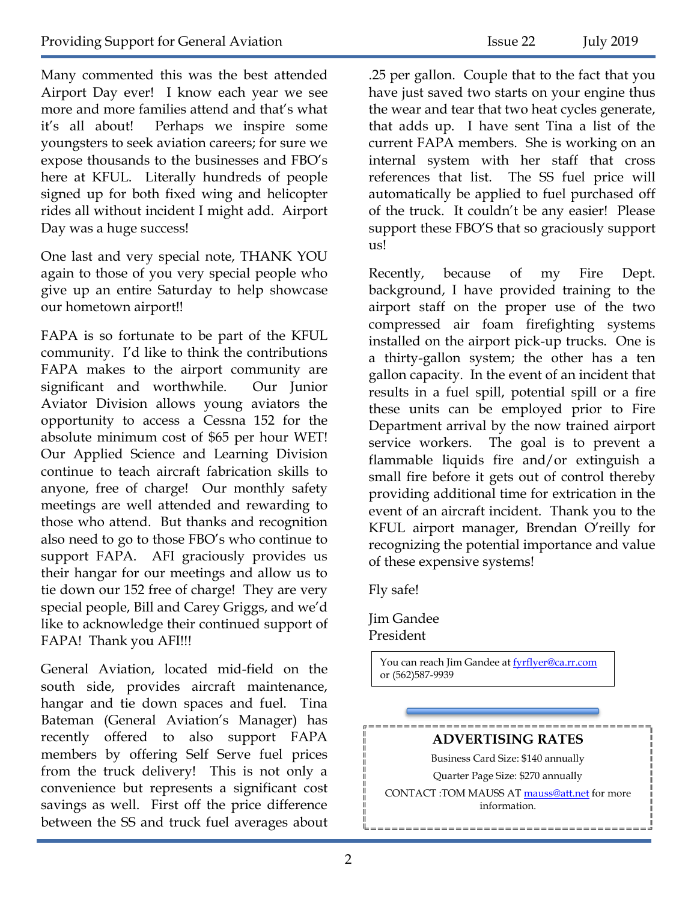Many commented this was the best attended Airport Day ever! I know each year we see more and more families attend and that's what it's all about! Perhaps we inspire some youngsters to seek aviation careers; for sure we expose thousands to the businesses and FBO's here at KFUL. Literally hundreds of people signed up for both fixed wing and helicopter rides all without incident I might add. Airport Day was a huge success!

One last and very special note, THANK YOU again to those of you very special people who give up an entire Saturday to help showcase our hometown airport!!

FAPA is so fortunate to be part of the KFUL community. I'd like to think the contributions FAPA makes to the airport community are significant and worthwhile. Our Junior Aviator Division allows young aviators the opportunity to access a Cessna 152 for the absolute minimum cost of $65 per hour WET! Our Applied Science and Learning Division continue to teach aircraft fabrication skills to anyone, free of charge! Our monthly safety meetings are well attended and rewarding to those who attend. But thanks and recognition also need to go to those FBO's who continue to support FAPA. AFI graciously provides us their hangar for our meetings and allow us to tie down our 152 free of charge! They are very special people, Bill and Carey Griggs, and we'd like to acknowledge their continued support of FAPA! Thank you AFI!!!

General Aviation, located mid-field on the south side, provides aircraft maintenance, hangar and tie down spaces and fuel. Tina Bateman (General Aviation's Manager) has recently offered to also support FAPA members by offering Self Serve fuel prices from the truck delivery! This is not only a convenience but represents a significant cost savings as well. First off the price difference between the SS and truck fuel averages about .25 per gallon. Couple that to the fact that you have just saved two starts on your engine thus the wear and tear that two heat cycles generate, that adds up. I have sent Tina a list of the current FAPA members. She is working on an internal system with her staff that cross references that list. The SS fuel price will automatically be applied to fuel purchased off of the truck. It couldn't be any easier! Please support these FBO'S that so graciously support us!

Recently, because of my Fire Dept. background, I have provided training to the airport staff on the proper use of the two compressed air foam firefighting systems installed on the airport pick-up trucks. One is a thirty-gallon system; the other has a ten gallon capacity. In the event of an incident that results in a fuel spill, potential spill or a fire these units can be employed prior to Fire Department arrival by the now trained airport service workers. The goal is to prevent a flammable liquids fire and/or extinguish a small fire before it gets out of control thereby providing additional time for extrication in the event of an aircraft incident. Thank you to the KFUL airport manager, Brendan O'reilly for recognizing the potential importance and value of these expensive systems!

Fly safe!

Jim Gandee
President

You can reach Jim Gandee at fyrflyer@ca.rr.com or (562)587-9939

## ADVERTISING RATES

Business Card Size: $140 annually

Quarter Page Size: $270 annually

CONTACT :TOM MAUSS AT mauss@att.net for more information.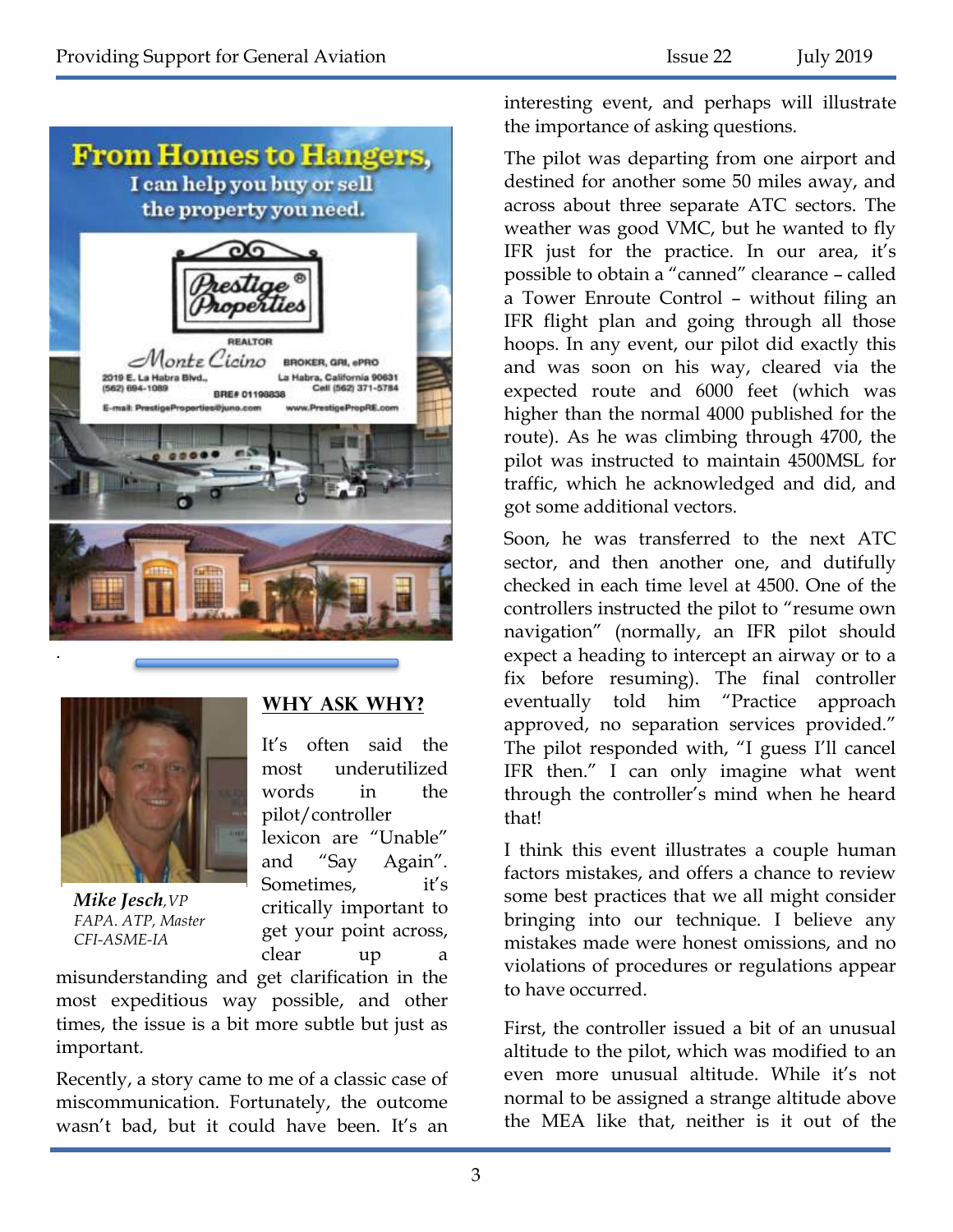From Homes to Hangers, I can help you buy or sell the property you need.

Prestige Properties®

REALTOR

Monte Cicino BROKER, GRI, ePRO

2019 E. La Habra Blvd., La Habra, California 90631
(562) 694-1089 Cell (562) 371-5784
BRE# 01198838
E-mail: PrestigeProperties@juno.com www.PrestigePropRE.com

## WHY ASK WHY?

*Mike Jesch, VP*
*FAPA. ATP, Master CFI-ASME-IA*

It's often said the most underutilized words in the pilot/controller lexicon are "Unable" and "Say Again". Sometimes, it's critically important to get your point across, clear up a misunderstanding and get clarification in the most expeditious way possible, and other times, the issue is a bit more subtle but just as important.

Recently, a story came to me of a classic case of miscommunication. Fortunately, the outcome wasn't bad, but it could have been. It's an interesting event, and perhaps will illustrate the importance of asking questions.

The pilot was departing from one airport and destined for another some 50 miles away, and across about three separate ATC sectors. The weather was good VMC, but he wanted to fly IFR just for the practice. In our area, it's possible to obtain a "canned" clearance – called a Tower Enroute Control – without filing an IFR flight plan and going through all those hoops. In any event, our pilot did exactly this and was soon on his way, cleared via the expected route and 6000 feet (which was higher than the normal 4000 published for the route). As he was climbing through 4700, the pilot was instructed to maintain 4500MSL for traffic, which he acknowledged and did, and got some additional vectors.

Soon, he was transferred to the next ATC sector, and then another one, and dutifully checked in each time level at 4500. One of the controllers instructed the pilot to "resume own navigation" (normally, an IFR pilot should expect a heading to intercept an airway or to a fix before resuming). The final controller eventually told him "Practice approach approved, no separation services provided." The pilot responded with, "I guess I'll cancel IFR then." I can only imagine what went through the controller's mind when he heard that!

I think this event illustrates a couple human factors mistakes, and offers a chance to review some best practices that we all might consider bringing into our technique. I believe any mistakes made were honest omissions, and no violations of procedures or regulations appear to have occurred.

First, the controller issued a bit of an unusual altitude to the pilot, which was modified to an even more unusual altitude. While it's not normal to be assigned a strange altitude above the MEA like that, neither is it out of the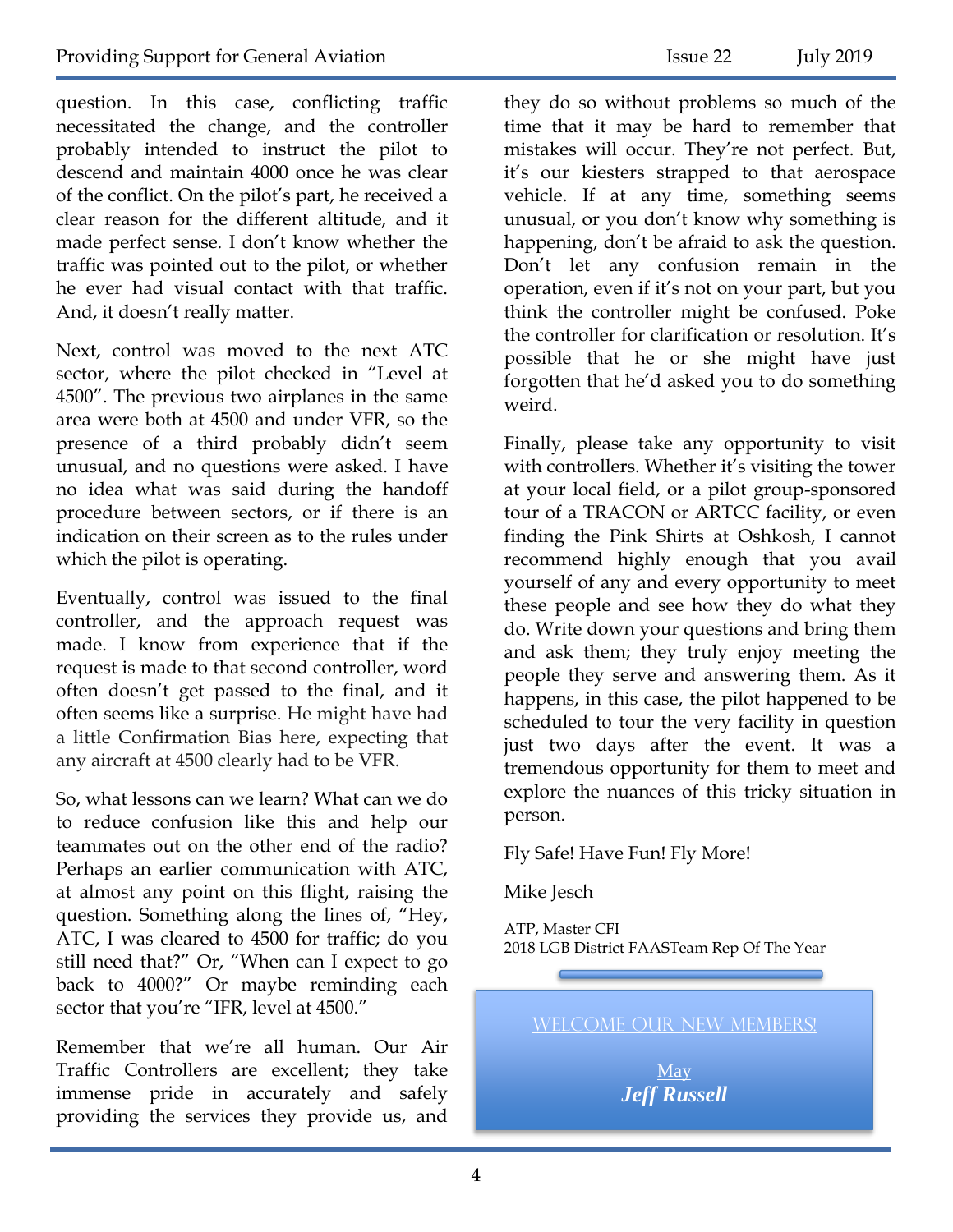question. In this case, conflicting traffic necessitated the change, and the controller probably intended to instruct the pilot to descend and maintain 4000 once he was clear of the conflict. On the pilot's part, he received a clear reason for the different altitude, and it made perfect sense. I don't know whether the traffic was pointed out to the pilot, or whether he ever had visual contact with that traffic. And, it doesn't really matter.

Next, control was moved to the next ATC sector, where the pilot checked in "Level at 4500". The previous two airplanes in the same area were both at 4500 and under VFR, so the presence of a third probably didn't seem unusual, and no questions were asked. I have no idea what was said during the handoff procedure between sectors, or if there is an indication on their screen as to the rules under which the pilot is operating.

Eventually, control was issued to the final controller, and the approach request was made. I know from experience that if the request is made to that second controller, word often doesn't get passed to the final, and it often seems like a surprise. He might have had a little Confirmation Bias here, expecting that any aircraft at 4500 clearly had to be VFR.

So, what lessons can we learn? What can we do to reduce confusion like this and help our teammates out on the other end of the radio? Perhaps an earlier communication with ATC, at almost any point on this flight, raising the question. Something along the lines of, "Hey, ATC, I was cleared to 4500 for traffic; do you still need that?" Or, "When can I expect to go back to 4000?" Or maybe reminding each sector that you're "IFR, level at 4500."

Remember that we're all human. Our Air Traffic Controllers are excellent; they take immense pride in accurately and safely providing the services they provide us, and they do so without problems so much of the time that it may be hard to remember that mistakes will occur. They're not perfect. But, it's our kiesters strapped to that aerospace vehicle. If at any time, something seems unusual, or you don't know why something is happening, don't be afraid to ask the question. Don't let any confusion remain in the operation, even if it's not on your part, but you think the controller might be confused. Poke the controller for clarification or resolution. It's possible that he or she might have just forgotten that he'd asked you to do something weird.

Finally, please take any opportunity to visit with controllers. Whether it's visiting the tower at your local field, or a pilot group-sponsored tour of a TRACON or ARTCC facility, or even finding the Pink Shirts at Oshkosh, I cannot recommend highly enough that you avail yourself of any and every opportunity to meet these people and see how they do what they do. Write down your questions and bring them and ask them; they truly enjoy meeting the people they serve and answering them. As it happens, in this case, the pilot happened to be scheduled to tour the very facility in question just two days after the event. It was a tremendous opportunity for them to meet and explore the nuances of this tricky situation in person.

Fly Safe! Have Fun! Fly More!

Mike Jesch

ATP, Master CFI
2018 LGB District FAASTeam Rep Of The Year

WELCOME OUR NEW MEMBERS!

May

***Jeff Russell***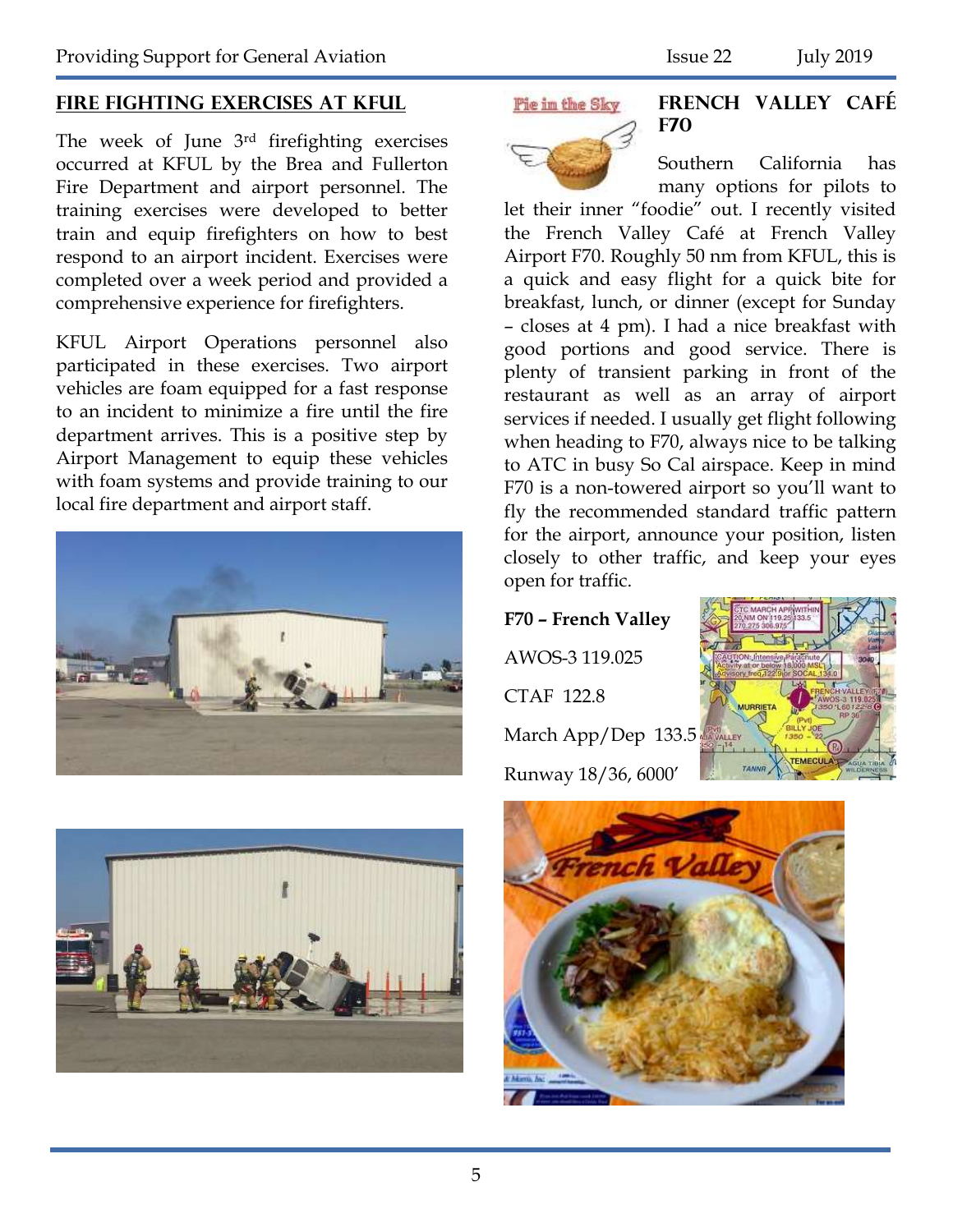## FIRE FIGHTING EXERCISES AT KFUL

The week of June 3rd firefighting exercises occurred at KFUL by the Brea and Fullerton Fire Department and airport personnel. The training exercises were developed to better train and equip firefighters on how to best respond to an airport incident. Exercises were completed over a week period and provided a comprehensive experience for firefighters.

KFUL Airport Operations personnel also participated in these exercises. Two airport vehicles are foam equipped for a fast response to an incident to minimize a fire until the fire department arrives. This is a positive step by Airport Management to equip these vehicles with foam systems and provide training to our local fire department and airport staff.

## FRENCH VALLEY CAFÉ F70

Pie in the Sky

Southern California has many options for pilots to let their inner "foodie" out. I recently visited the French Valley Café at French Valley Airport F70. Roughly 50 nm from KFUL, this is a quick and easy flight for a quick bite for breakfast, lunch, or dinner (except for Sunday – closes at 4 pm). I had a nice breakfast with good portions and good service. There is plenty of transient parking in front of the restaurant as well as an array of airport services if needed. I usually get flight following when heading to F70, always nice to be talking to ATC in busy So Cal airspace. Keep in mind F70 is a non-towered airport so you'll want to fly the recommended standard traffic pattern for the airport, announce your position, listen closely to other traffic, and keep your eyes open for traffic.

**F70 – French Valley**

AWOS-3 119.025

CTAF 122.8

March App/Dep 133.5

Runway 18/36, 6000'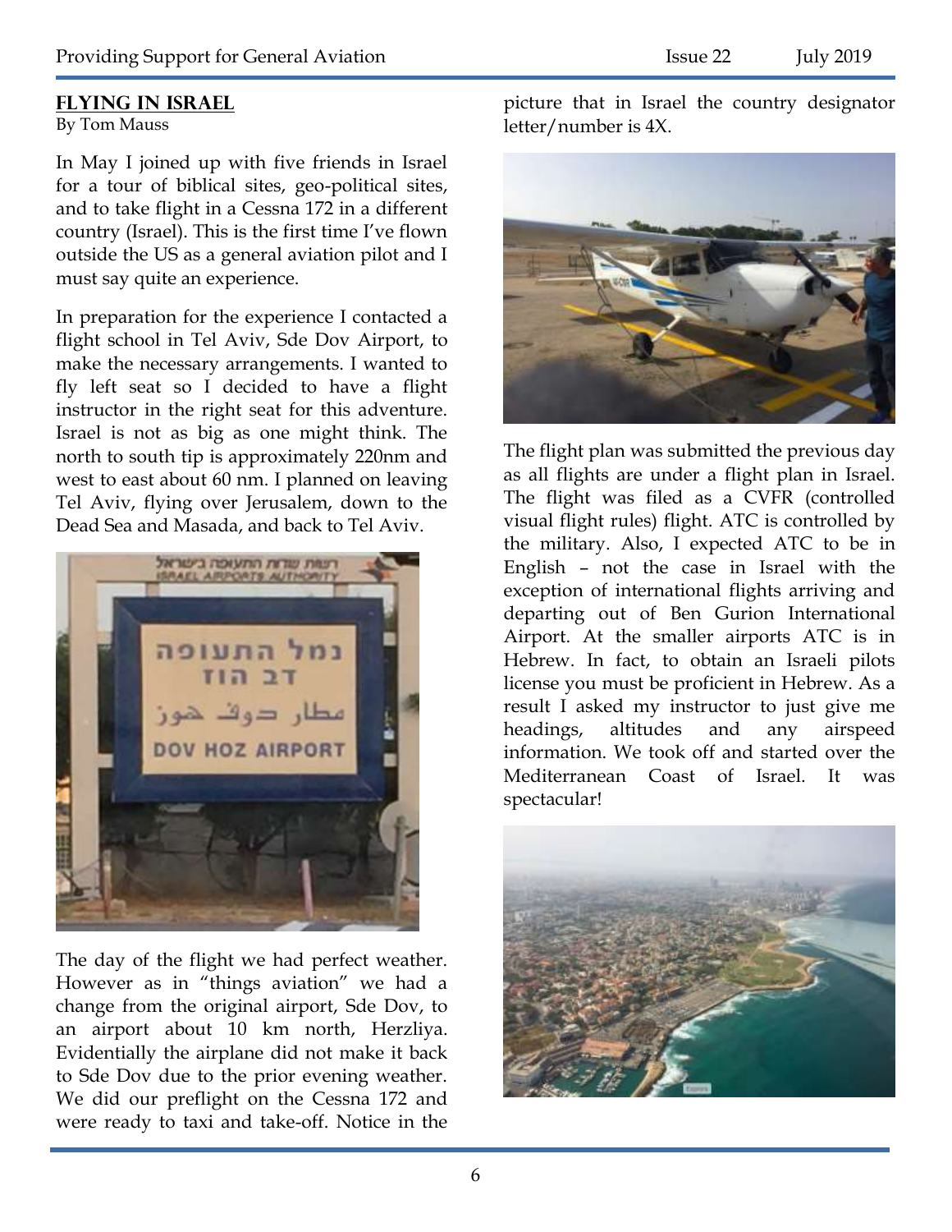## FLYING IN ISRAEL

By Tom Mauss

In May I joined up with five friends in Israel for a tour of biblical sites, geo-political sites, and to take flight in a Cessna 172 in a different country (Israel). This is the first time I've flown outside the US as a general aviation pilot and I must say quite an experience.

In preparation for the experience I contacted a flight school in Tel Aviv, Sde Dov Airport, to make the necessary arrangements. I wanted to fly left seat so I decided to have a flight instructor in the right seat for this adventure. Israel is not as big as one might think. The north to south tip is approximately 220nm and west to east about 60 nm. I planned on leaving Tel Aviv, flying over Jerusalem, down to the Dead Sea and Masada, and back to Tel Aviv.

The day of the flight we had perfect weather. However as in "things aviation" we had a change from the original airport, Sde Dov, to an airport about 10 km north, Herzliya. Evidentially the airplane did not make it back to Sde Dov due to the prior evening weather. We did our preflight on the Cessna 172 and were ready to taxi and take-off. Notice in the picture that in Israel the country designator letter/number is 4X.

The flight plan was submitted the previous day as all flights are under a flight plan in Israel. The flight was filed as a CVFR (controlled visual flight rules) flight. ATC is controlled by the military. Also, I expected ATC to be in English – not the case in Israel with the exception of international flights arriving and departing out of Ben Gurion International Airport. At the smaller airports ATC is in Hebrew. In fact, to obtain an Israeli pilots license you must be proficient in Hebrew. As a result I asked my instructor to just give me headings, altitudes and any airspeed information. We took off and started over the Mediterranean Coast of Israel. It was spectacular!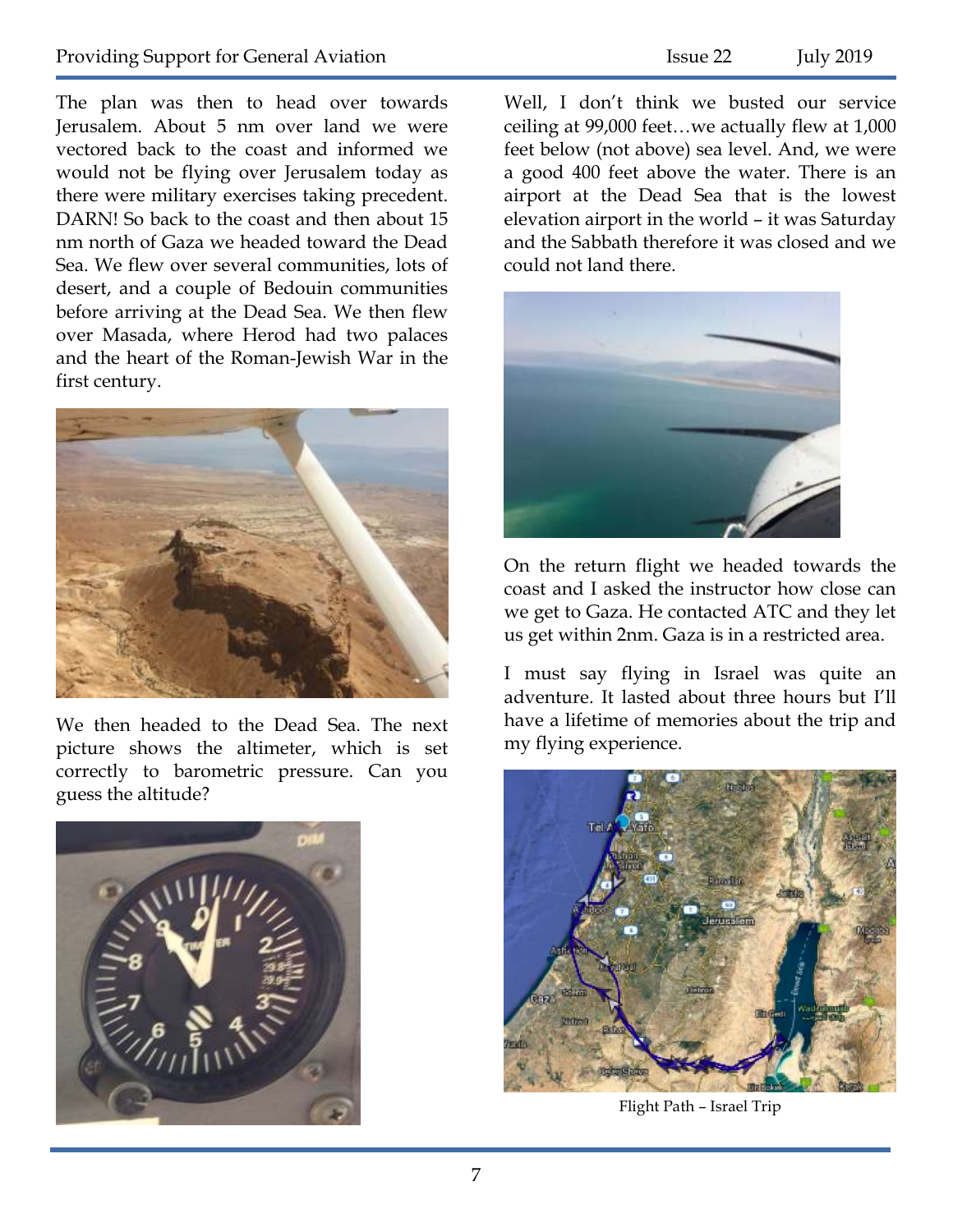The plan was then to head over towards Jerusalem. About 5 nm over land we were vectored back to the coast and informed we would not be flying over Jerusalem today as there were military exercises taking precedent. DARN! So back to the coast and then about 15 nm north of Gaza we headed toward the Dead Sea. We flew over several communities, lots of desert, and a couple of Bedouin communities before arriving at the Dead Sea. We then flew over Masada, where Herod had two palaces and the heart of the Roman-Jewish War in the first century.

We then headed to the Dead Sea. The next picture shows the altimeter, which is set correctly to barometric pressure. Can you guess the altitude?

Well, I don't think we busted our service ceiling at 99,000 feet…we actually flew at 1,000 feet below (not above) sea level. And, we were a good 400 feet above the water. There is an airport at the Dead Sea that is the lowest elevation airport in the world – it was Saturday and the Sabbath therefore it was closed and we could not land there.

On the return flight we headed towards the coast and I asked the instructor how close can we get to Gaza. He contacted ATC and they let us get within 2nm. Gaza is in a restricted area.

I must say flying in Israel was quite an adventure. It lasted about three hours but I'll have a lifetime of memories about the trip and my flying experience.

Flight Path – Israel Trip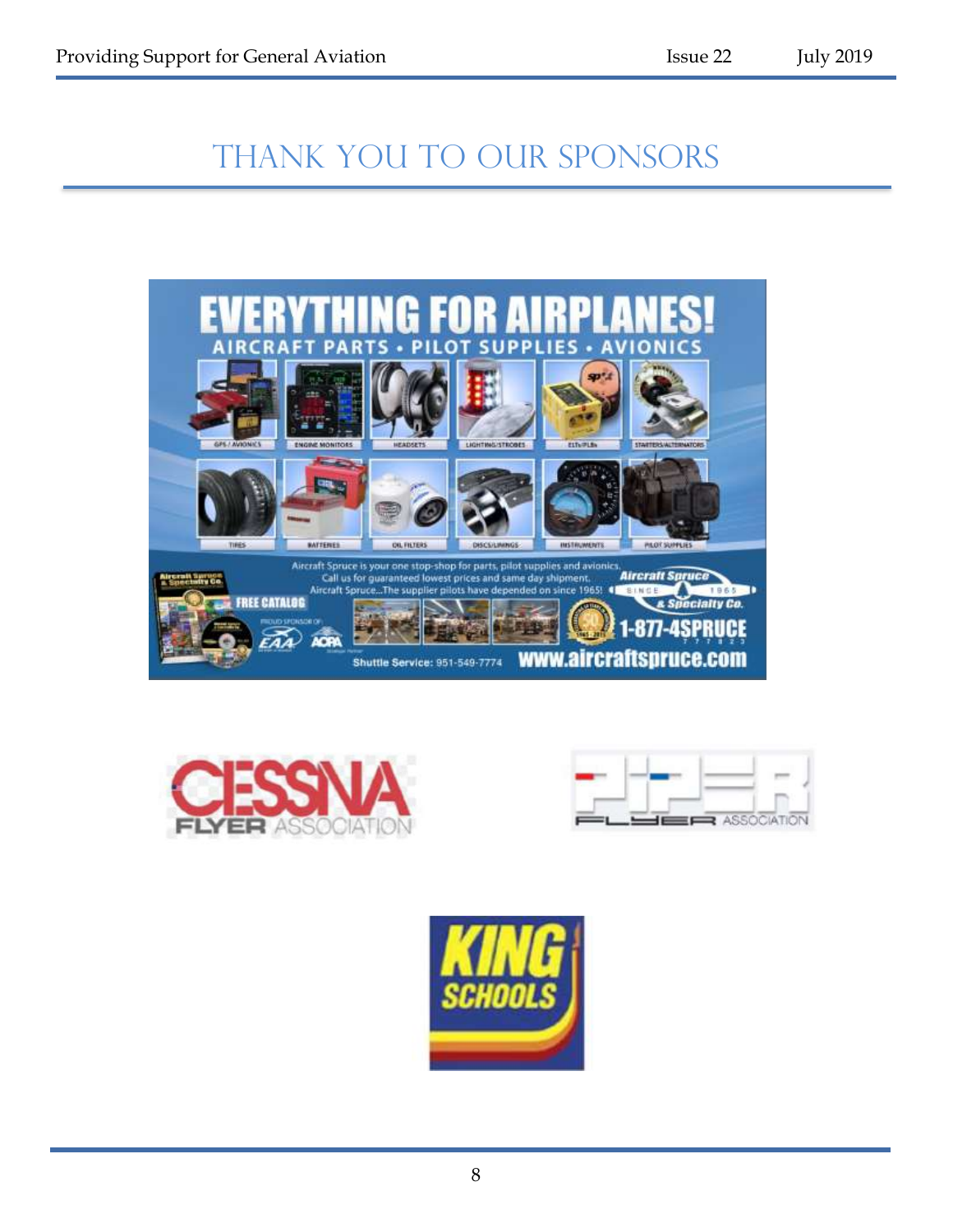# THANK YOU TO OUR SPONSORS

EVERYTHING FOR AIRPLANES!

AIRCRAFT PARTS • PILOT SUPPLIES • AVIONICS

GPS / AVIONICS · ENGINE MONITORS · HEADSETS · LIGHTING/STROBES · ELTs/PLBs · STARTERS/ALTERNATORS

TIRES · BATTERIES · OIL FILTERS · DISCS/LININGS · INSTRUMENTS · PILOT SUPPLIES

Aircraft Spruce is your one stop-shop for parts, pilot supplies and avionics. Call us for guaranteed lowest prices and same day shipment. Aircraft Spruce...The supplier pilots have depended on since 1965!

FREE CATALOG

Aircraft Spruce & Specialty Co. SINCE 1965

1-877-4SPRUCE

Shuttle Service: 951-549-7774

www.aircraftspruce.com

CESSNA FLYER ASSOCIATION

PIPER FLYER ASSOCIATION

KING SCHOOLS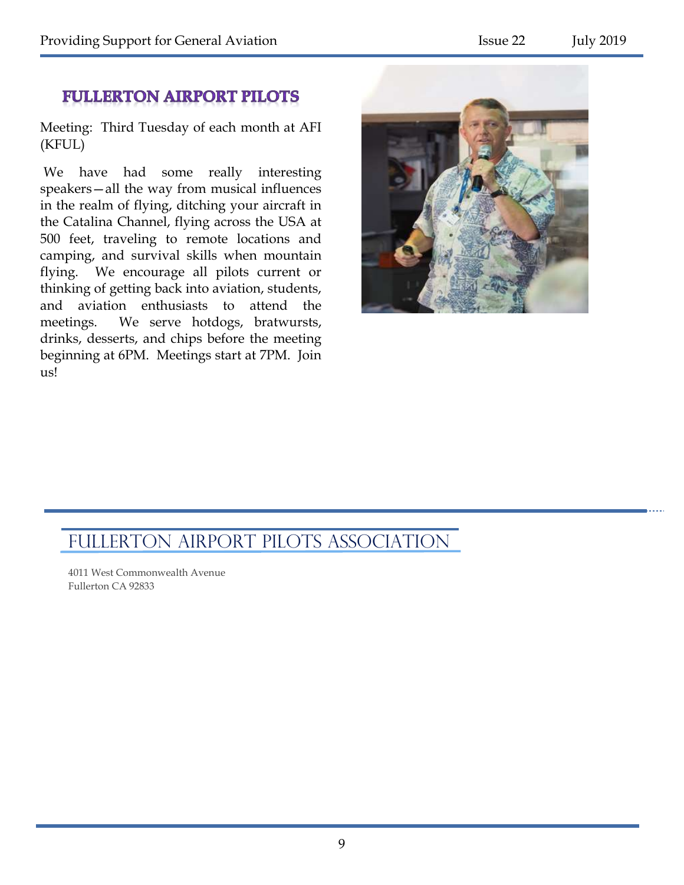## FULLERTON AIRPORT PILOTS

Meeting: Third Tuesday of each month at AFI (KFUL)

We have had some really interesting speakers—all the way from musical influences in the realm of flying, ditching your aircraft in the Catalina Channel, flying across the USA at 500 feet, traveling to remote locations and camping, and survival skills when mountain flying. We encourage all pilots current or thinking of getting back into aviation, students, and aviation enthusiasts to attend the meetings. We serve hotdogs, bratwursts, drinks, desserts, and chips before the meeting beginning at 6PM. Meetings start at 7PM. Join us!

## FULLERTON AIRPORT PILOTS ASSOCIATION

4011 West Commonwealth Avenue
Fullerton CA 92833